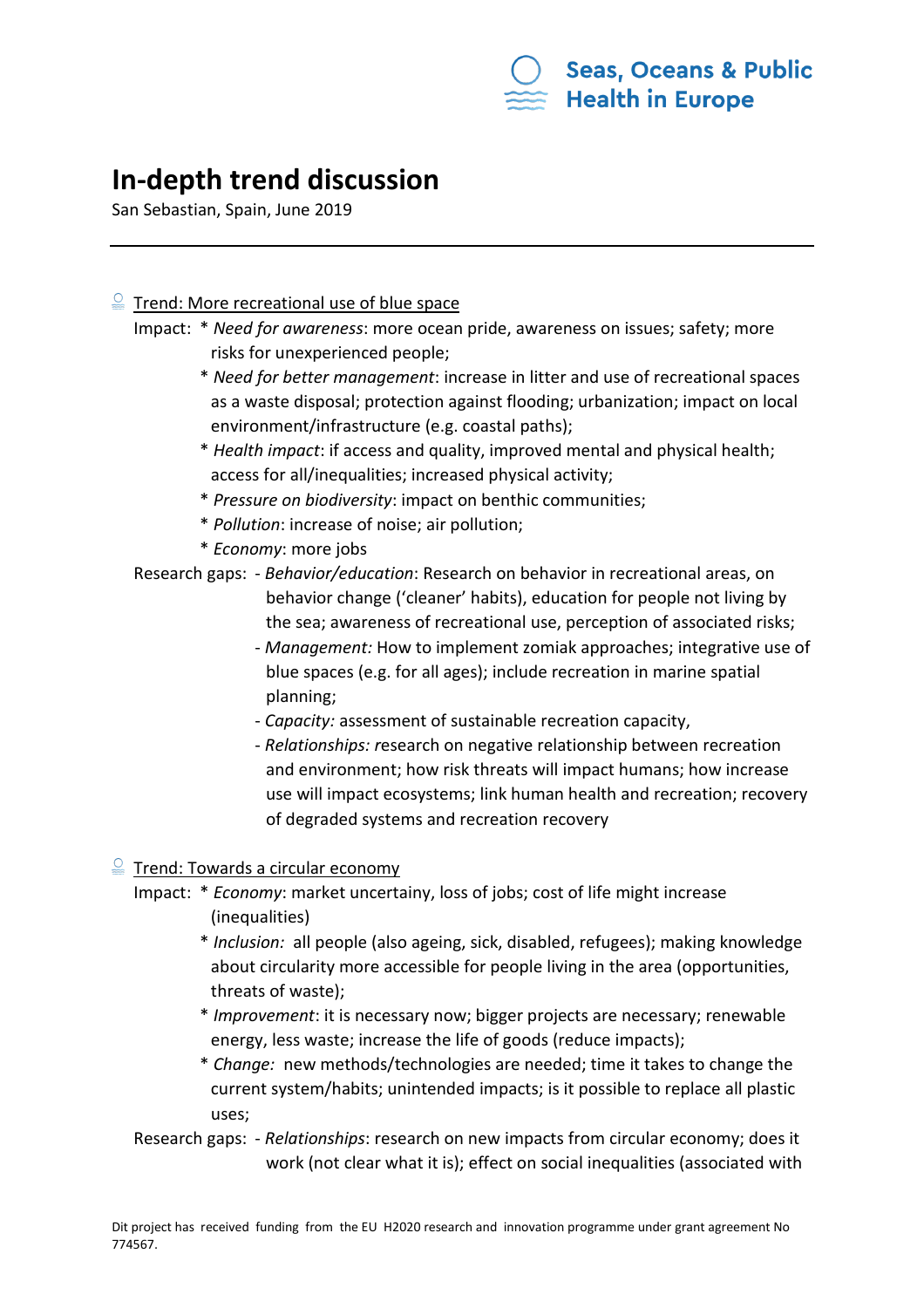Seas, Oceans & Public Health in Europe

# In-depth trend discussion

San Sebastian, Spain, June 2019

---

## Trend: More recreational use of blue space

Impact:
* *Need for awareness*: more ocean pride, awareness on issues; safety; more risks for unexperienced people;
* *Need for better management*: increase in litter and use of recreational spaces as a waste disposal; protection against flooding; urbanization; impact on local environment/infrastructure (e.g. coastal paths);
* *Health impact*: if access and quality, improved mental and physical health; access for all/inequalities; increased physical activity;
* *Pressure on biodiversity*: impact on benthic communities;
* *Pollution*: increase of noise; air pollution;
* *Economy*: more jobs

Research gaps:
- *Behavior/education*: Research on behavior in recreational areas, on behavior change ('cleaner' habits), education for people not living by the sea; awareness of recreational use, perception of associated risks;
- *Management:* How to implement zomiak approaches; integrative use of blue spaces (e.g. for all ages); include recreation in marine spatial planning;
- *Capacity:* assessment of sustainable recreation capacity,
- *Relationships:* research on negative relationship between recreation and environment; how risk threats will impact humans; how increase use will impact ecosystems; link human health and recreation; recovery of degraded systems and recreation recovery

## Trend: Towards a circular economy

Impact:
* *Economy*: market uncertainy, loss of jobs; cost of life might increase (inequalities)
* *Inclusion:* all people (also ageing, sick, disabled, refugees); making knowledge about circularity more accessible for people living in the area (opportunities, threats of waste);
* *Improvement*: it is necessary now; bigger projects are necessary; renewable energy, less waste; increase the life of goods (reduce impacts);
* *Change:* new methods/technologies are needed; time it takes to change the current system/habits; unintended impacts; is it possible to replace all plastic uses;

Research gaps:
- *Relationships*: research on new impacts from circular economy; does it work (not clear what it is); effect on social inequalities (associated with

Dit project has received funding from the EU H2020 research and innovation programme under grant agreement No 774567.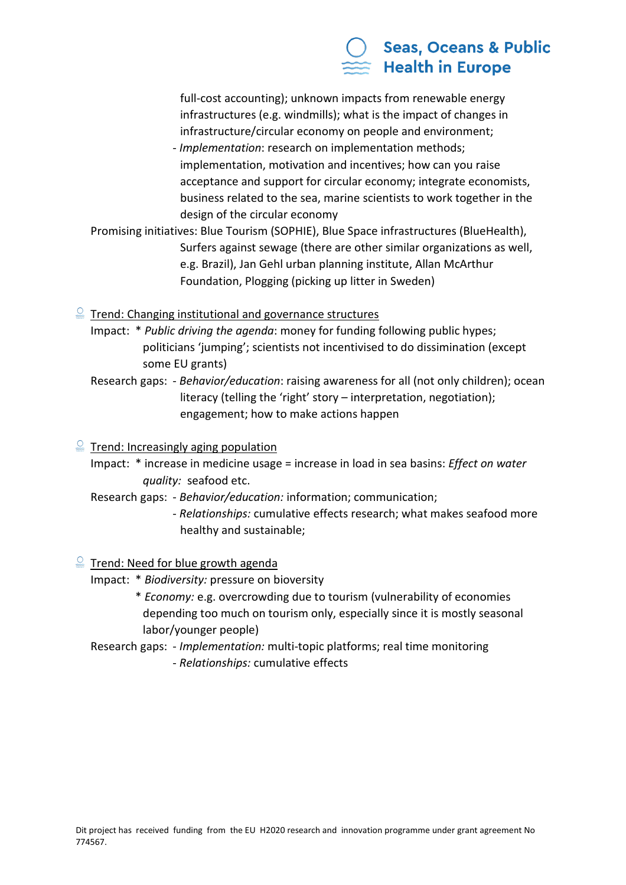full-cost accounting); unknown impacts from renewable energy infrastructures (e.g. windmills); what is the impact of changes in infrastructure/circular economy on people and environment;

- *Implementation*: research on implementation methods; implementation, motivation and incentives; how can you raise acceptance and support for circular economy; integrate economists, business related to the sea, marine scientists to work together in the design of the circular economy

Promising initiatives: Blue Tourism (SOPHIE), Blue Space infrastructures (BlueHealth), Surfers against sewage (there are other similar organizations as well, e.g. Brazil), Jan Gehl urban planning institute, Allan McArthur Foundation, Plogging (picking up litter in Sweden)

## Trend: Changing institutional and governance structures

Impact:
* *Public driving the agenda*: money for funding following public hypes; politicians 'jumping'; scientists not incentivised to do dissimination (except some EU grants)

Research gaps:
- *Behavior/education*: raising awareness for all (not only children); ocean literacy (telling the 'right' story – interpretation, negotiation); engagement; how to make actions happen

## Trend: Increasingly aging population

Impact:
* increase in medicine usage = increase in load in sea basins: *Effect on water quality:* seafood etc.

Research gaps:
- *Behavior/education:* information; communication;
- *Relationships:* cumulative effects research; what makes seafood more healthy and sustainable;

## Trend: Need for blue growth agenda

Impact:
* *Biodiversity:* pressure on bioversity
* *Economy:* e.g. overcrowding due to tourism (vulnerability of economies depending too much on tourism only, especially since it is mostly seasonal labor/younger people)

Research gaps:
- *Implementation:* multi-topic platforms; real time monitoring
- *Relationships:* cumulative effects